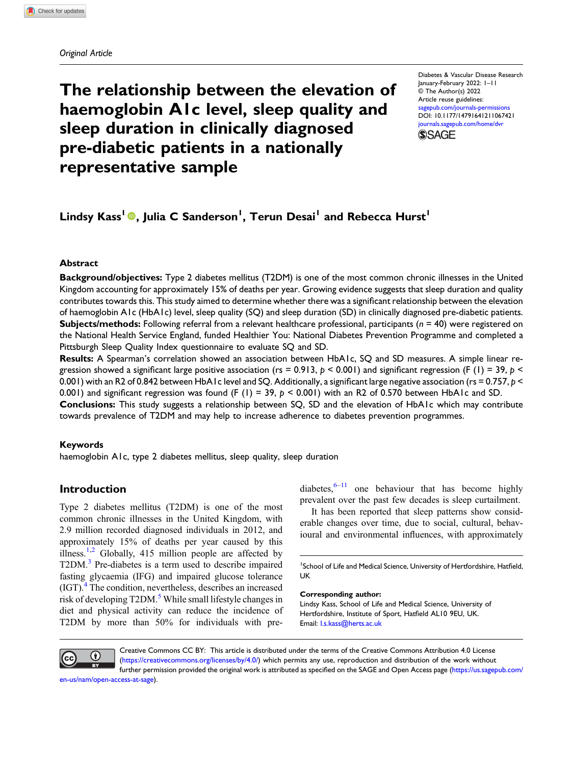*Original Article*

# The relationship between the elevation of haemoglobin A1c level, sleep quality and sleep duration in clinically diagnosed pre-diabetic patients in a nationally representative sample

Diabetes & Vascular Disease Research
January-February 2022: 1–11
© The Author(s) 2022
Article reuse guidelines:
sagepub.com/journals-permissions
DOI: 10.1177/14791641211067421
journals.sagepub.com/home/dvr

**Lindsy Kass[1], Julia C Sanderson[1], Terun Desai[1] and Rebecca Hurst[1]**

## Abstract

**Background/objectives:** Type 2 diabetes mellitus (T2DM) is one of the most common chronic illnesses in the United Kingdom accounting for approximately 15% of deaths per year. Growing evidence suggests that sleep duration and quality contributes towards this. This study aimed to determine whether there was a significant relationship between the elevation of haemoglobin A1c (HbA1c) level, sleep quality (SQ) and sleep duration (SD) in clinically diagnosed pre-diabetic patients. **Subjects/methods:** Following referral from a relevant healthcare professional, participants ($n$ = 40) were registered on the National Health Service England, funded Healthier You: National Diabetes Prevention Programme and completed a Pittsburgh Sleep Quality Index questionnaire to evaluate SQ and SD.
**Results:** A Spearman's correlation showed an association between HbA1c, SQ and SD measures. A simple linear regression showed a significant large positive association (rs = 0.913, $p < 0.001$) and significant regression ($F$ (1) = 39, $p < 0.001$) with an R2 of 0.842 between HbA1c level and SQ. Additionally, a significant large negative association (rs = 0.757, $p < 0.001$) and significant regression was found ($F$ (1) = 39, $p < 0.001$) with an R2 of 0.570 between HbA1c and SD.
**Conclusions:** This study suggests a relationship between SQ, SD and the elevation of HbA1c which may contribute towards prevalence of T2DM and may help to increase adherence to diabetes prevention programmes.

### Keywords

haemoglobin A1c, type 2 diabetes mellitus, sleep quality, sleep duration

## Introduction

Type 2 diabetes mellitus (T2DM) is one of the most common chronic illnesses in the United Kingdom, with 2.9 million recorded diagnosed individuals in 2012, and approximately 15% of deaths per year caused by this illness.[1,2] Globally, 415 million people are affected by T2DM.[3] Pre-diabetes is a term used to describe impaired fasting glycaemia (IFG) and impaired glucose tolerance (IGT).[4] The condition, nevertheless, describes an increased risk of developing T2DM.[5] While small lifestyle changes in diet and physical activity can reduce the incidence of T2DM by more than 50% for individuals with pre-diabetes,[6–11] one behaviour that has become highly prevalent over the past few decades is sleep curtailment.

It has been reported that sleep patterns show considerable changes over time, due to social, cultural, behavioural and environmental influences, with approximately

[1]School of Life and Medical Science, University of Hertfordshire, Hatfield, UK

**Corresponding author:**
Lindsy Kass, School of Life and Medical Science, University of Hertfordshire, Institute of Sport, Hatfield AL10 9EU, UK.
Email: l.s.kass@herts.ac.uk

Creative Commons CC BY: This article is distributed under the terms of the Creative Commons Attribution 4.0 License (https://creativecommons.org/licenses/by/4.0/) which permits any use, reproduction and distribution of the work without further permission provided the original work is attributed as specified on the SAGE and Open Access page (https://us.sagepub.com/en-us/nam/open-access-at-sage).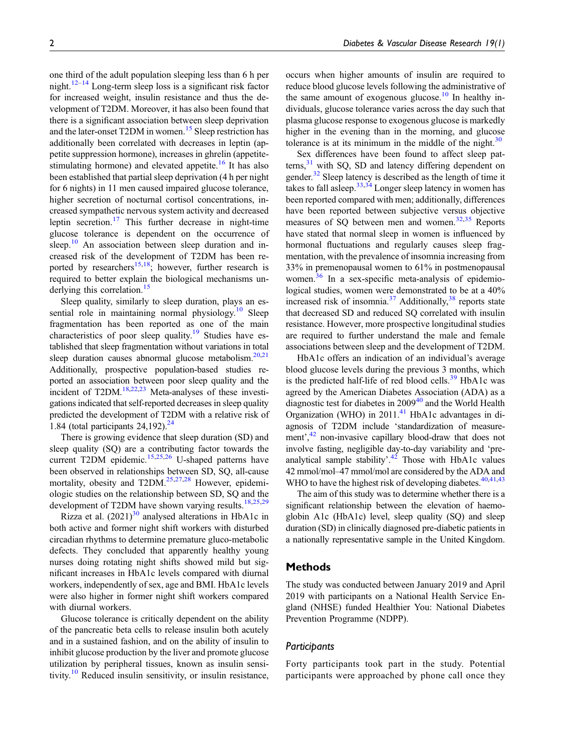one third of the adult population sleeping less than 6 h per night.[12–14] Long-term sleep loss is a significant risk factor for increased weight, insulin resistance and thus the development of T2DM. Moreover, it has also been found that there is a significant association between sleep deprivation and the later-onset T2DM in women.[15] Sleep restriction has additionally been correlated with decreases in leptin (appetite suppression hormone), increases in ghrelin (appetite-stimulating hormone) and elevated appetite.[16] It has also been established that partial sleep deprivation (4 h per night for 6 nights) in 11 men caused impaired glucose tolerance, higher secretion of nocturnal cortisol concentrations, increased sympathetic nervous system activity and decreased leptin secretion.[17] This further decrease in night-time glucose tolerance is dependent on the occurrence of sleep.[10] An association between sleep duration and increased risk of the development of T2DM has been reported by researchers[15,18]; however, further research is required to better explain the biological mechanisms underlying this correlation.[15]

Sleep quality, similarly to sleep duration, plays an essential role in maintaining normal physiology.[10] Sleep fragmentation has been reported as one of the main characteristics of poor sleep quality.[19] Studies have established that sleep fragmentation without variations in total sleep duration causes abnormal glucose metabolism.[20,21] Additionally, prospective population-based studies reported an association between poor sleep quality and the incident of T2DM.[18,22,23] Meta-analyses of these investigations indicated that self-reported decreases in sleep quality predicted the development of T2DM with a relative risk of 1.84 (total participants 24,192).[24]

There is growing evidence that sleep duration (SD) and sleep quality (SQ) are a contributing factor towards the current T2DM epidemic.[15,25,26] U-shaped patterns have been observed in relationships between SD, SQ, all-cause mortality, obesity and T2DM.[25,27,28] However, epidemiologic studies on the relationship between SD, SQ and the development of T2DM have shown varying results.[18,25,29]

Rizza et al. (2021)[30] analysed alterations in HbA1c in both active and former night shift workers with disturbed circadian rhythms to determine premature gluco-metabolic defects. They concluded that apparently healthy young nurses doing rotating night shifts showed mild but significant increases in HbA1c levels compared with diurnal workers, independently of sex, age and BMI. HbA1c levels were also higher in former night shift workers compared with diurnal workers.

Glucose tolerance is critically dependent on the ability of the pancreatic beta cells to release insulin both acutely and in a sustained fashion, and on the ability of insulin to inhibit glucose production by the liver and promote glucose utilization by peripheral tissues, known as insulin sensitivity.[10] Reduced insulin sensitivity, or insulin resistance, occurs when higher amounts of insulin are required to reduce blood glucose levels following the administrative of the same amount of exogenous glucose.[10] In healthy individuals, glucose tolerance varies across the day such that plasma glucose response to exogenous glucose is markedly higher in the evening than in the morning, and glucose tolerance is at its minimum in the middle of the night.[30]

Sex differences have been found to affect sleep patterns,[31] with SQ, SD and latency differing dependent on gender.[32] Sleep latency is described as the length of time it takes to fall asleep.[33,34] Longer sleep latency in women has been reported compared with men; additionally, differences have been reported between subjective versus objective measures of SQ between men and women.[32,35] Reports have stated that normal sleep in women is influenced by hormonal fluctuations and regularly causes sleep fragmentation, with the prevalence of insomnia increasing from 33% in premenopausal women to 61% in postmenopausal women.[36] In a sex-specific meta-analysis of epidemiological studies, women were demonstrated to be at a 40% increased risk of insomnia.[37] Additionally,[38] reports state that decreased SD and reduced SQ correlated with insulin resistance. However, more prospective longitudinal studies are required to further understand the male and female associations between sleep and the development of T2DM.

HbA1c offers an indication of an individual's average blood glucose levels during the previous 3 months, which is the predicted half-life of red blood cells.[39] HbA1c was agreed by the American Diabetes Association (ADA) as a diagnostic test for diabetes in 2009[40] and the World Health Organization (WHO) in 2011.[41] HbA1c advantages in diagnosis of T2DM include 'standardization of measurement',[42] non-invasive capillary blood-draw that does not involve fasting, negligible day-to-day variability and 'pre-analytical sample stability'.[42] Those with HbA1c values 42 mmol/mol–47 mmol/mol are considered by the ADA and WHO to have the highest risk of developing diabetes.[40,41,43]

The aim of this study was to determine whether there is a significant relationship between the elevation of haemoglobin A1c (HbA1c) level, sleep quality (SQ) and sleep duration (SD) in clinically diagnosed pre-diabetic patients in a nationally representative sample in the United Kingdom.

## Methods

The study was conducted between January 2019 and April 2019 with participants on a National Health Service England (NHSE) funded Healthier You: National Diabetes Prevention Programme (NDPP).

### Participants

Forty participants took part in the study. Potential participants were approached by phone call once they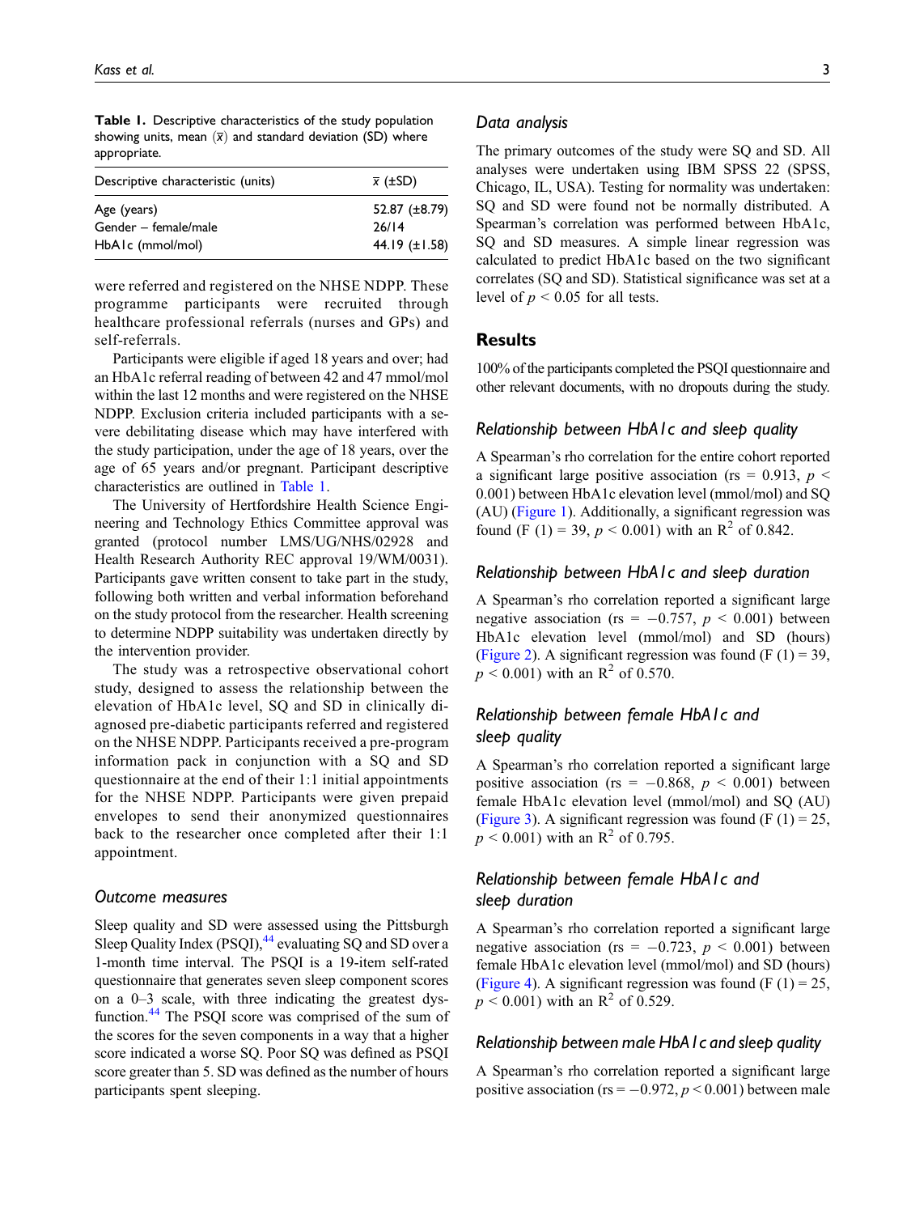**Table 1.** Descriptive characteristics of the study population showing units, mean ($\bar{x}$) and standard deviation (SD) where appropriate.

| Descriptive characteristic (units) | $\bar{x}$ (±SD) |
| --- | --- |
| Age (years) | 52.87 (±8.79) |
| Gender – female/male | 26/14 |
| HbA1c (mmol/mol) | 44.19 (±1.58) |

were referred and registered on the NHSE NDPP. These programme participants were recruited through healthcare professional referrals (nurses and GPs) and self-referrals.

Participants were eligible if aged 18 years and over; had an HbA1c referral reading of between 42 and 47 mmol/mol within the last 12 months and were registered on the NHSE NDPP. Exclusion criteria included participants with a severe debilitating disease which may have interfered with the study participation, under the age of 18 years, over the age of 65 years and/or pregnant. Participant descriptive characteristics are outlined in Table 1.

The University of Hertfordshire Health Science Engineering and Technology Ethics Committee approval was granted (protocol number LMS/UG/NHS/02928 and Health Research Authority REC approval 19/WM/0031). Participants gave written consent to take part in the study, following both written and verbal information beforehand on the study protocol from the researcher. Health screening to determine NDPP suitability was undertaken directly by the intervention provider.

The study was a retrospective observational cohort study, designed to assess the relationship between the elevation of HbA1c level, SQ and SD in clinically diagnosed pre-diabetic participants referred and registered on the NHSE NDPP. Participants received a pre-program information pack in conjunction with a SQ and SD questionnaire at the end of their 1:1 initial appointments for the NHSE NDPP. Participants were given prepaid envelopes to send their anonymized questionnaires back to the researcher once completed after their 1:1 appointment.

### *Outcome measures*

Sleep quality and SD were assessed using the Pittsburgh Sleep Quality Index (PSQI),[44] evaluating SQ and SD over a 1-month time interval. The PSQI is a 19-item self-rated questionnaire that generates seven sleep component scores on a 0–3 scale, with three indicating the greatest dysfunction.[44] The PSQI score was comprised of the sum of the scores for the seven components in a way that a higher score indicated a worse SQ. Poor SQ was defined as PSQI score greater than 5. SD was defined as the number of hours participants spent sleeping.

### *Data analysis*

The primary outcomes of the study were SQ and SD. All analyses were undertaken using IBM SPSS 22 (SPSS, Chicago, IL, USA). Testing for normality was undertaken: SQ and SD were found not be normally distributed. A Spearman's correlation was performed between HbA1c, SQ and SD measures. A simple linear regression was calculated to predict HbA1c based on the two significant correlates (SQ and SD). Statistical significance was set at a level of $p < 0.05$ for all tests.

## Results

100% of the participants completed the PSQI questionnaire and other relevant documents, with no dropouts during the study.

### *Relationship between HbA1c and sleep quality*

A Spearman's rho correlation for the entire cohort reported a significant large positive association (rs = 0.913, $p < 0.001$) between HbA1c elevation level (mmol/mol) and SQ (AU) (Figure 1). Additionally, a significant regression was found ($F(1) = 39$, $p < 0.001$) with an $R^2$ of 0.842.

### *Relationship between HbA1c and sleep duration*

A Spearman's rho correlation reported a significant large negative association (rs = −0.757, $p < 0.001$) between HbA1c elevation level (mmol/mol) and SD (hours) (Figure 2). A significant regression was found ($F(1) = 39$, $p < 0.001$) with an $R^2$ of 0.570.

### *Relationship between female HbA1c and sleep quality*

A Spearman's rho correlation reported a significant large positive association (rs = −0.868, $p < 0.001$) between female HbA1c elevation level (mmol/mol) and SQ (AU) (Figure 3). A significant regression was found ($F(1) = 25$, $p < 0.001$) with an $R^2$ of 0.795.

### *Relationship between female HbA1c and sleep duration*

A Spearman's rho correlation reported a significant large negative association (rs = −0.723, $p < 0.001$) between female HbA1c elevation level (mmol/mol) and SD (hours) (Figure 4). A significant regression was found ($F(1) = 25$, $p < 0.001$) with an $R^2$ of 0.529.

### *Relationship between male HbA1c and sleep quality*

A Spearman's rho correlation reported a significant large positive association (rs = −0.972, $p < 0.001$) between male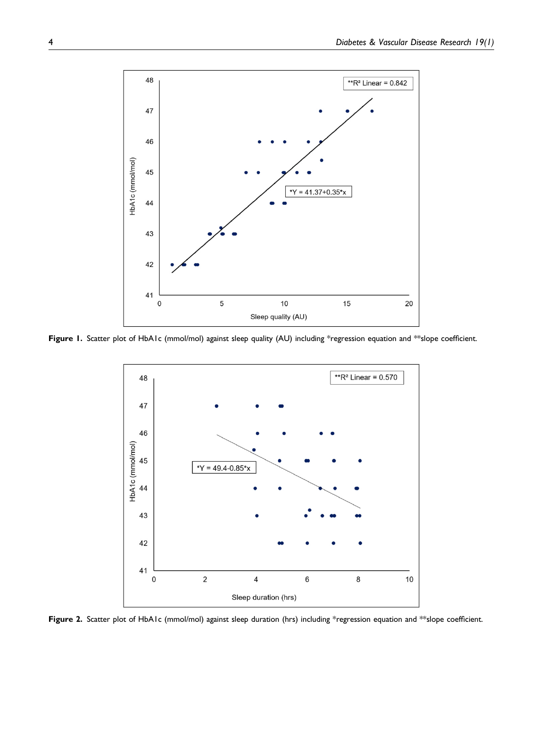**Figure 1.** Scatter plot of HbA1c (mmol/mol) against sleep quality (AU) including *regression equation and **slope coefficient.

**Figure 2.** Scatter plot of HbA1c (mmol/mol) against sleep duration (hrs) including *regression equation and **slope coefficient.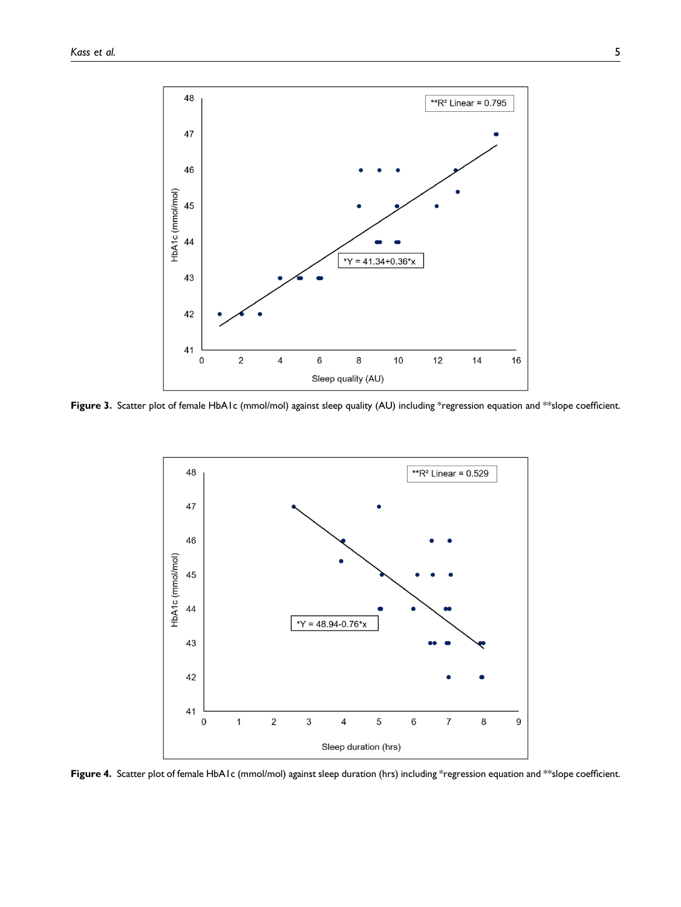**Figure 3.** Scatter plot of female HbA1c (mmol/mol) against sleep quality (AU) including *regression equation and **slope coefficient.

**Figure 4.** Scatter plot of female HbA1c (mmol/mol) against sleep duration (hrs) including *regression equation and **slope coefficient.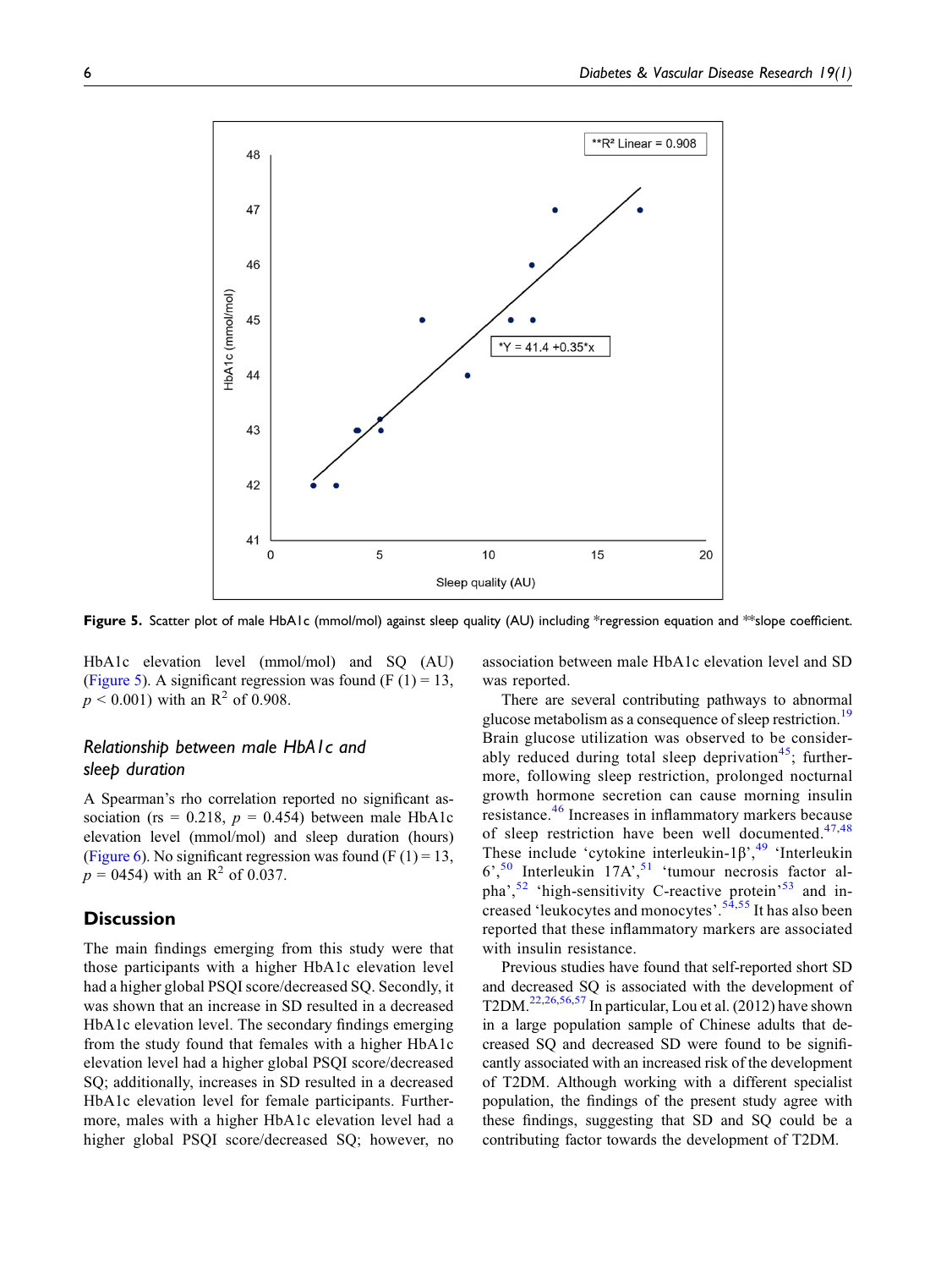Figure 5. Scatter plot of male HbA1c (mmol/mol) against sleep quality (AU) including *regression equation and **slope coefficient.

HbA1c elevation level (mmol/mol) and SQ (AU) (Figure 5). A significant regression was found (F (1) = 13, $p < 0.001$) with an $R^2$ of 0.908.

### Relationship between male HbA1c and sleep duration

A Spearman's rho correlation reported no significant association (rs = 0.218, $p = 0.454$) between male HbA1c elevation level (mmol/mol) and sleep duration (hours) (Figure 6). No significant regression was found (F (1) = 13, $p = 0454$) with an $R^2$ of 0.037.

## Discussion

The main findings emerging from this study were that those participants with a higher HbA1c elevation level had a higher global PSQI score/decreased SQ. Secondly, it was shown that an increase in SD resulted in a decreased HbA1c elevation level. The secondary findings emerging from the study found that females with a higher HbA1c elevation level had a higher global PSQI score/decreased SQ; additionally, increases in SD resulted in a decreased HbA1c elevation level for female participants. Furthermore, males with a higher HbA1c elevation level had a higher global PSQI score/decreased SQ; however, no association between male HbA1c elevation level and SD was reported.

There are several contributing pathways to abnormal glucose metabolism as a consequence of sleep restriction.[19] Brain glucose utilization was observed to be considerably reduced during total sleep deprivation[45]; furthermore, following sleep restriction, prolonged nocturnal growth hormone secretion can cause morning insulin resistance.[46] Increases in inflammatory markers because of sleep restriction have been well documented.[47,48] These include 'cytokine interleukin-1β',[49] 'Interleukin 6',[50] Interleukin 17A',[51] 'tumour necrosis factor alpha',[52] 'high-sensitivity C-reactive protein'[53] and increased 'leukocytes and monocytes'.[54,55] It has also been reported that these inflammatory markers are associated with insulin resistance.

Previous studies have found that self-reported short SD and decreased SQ is associated with the development of T2DM.[22,26,56,57] In particular, Lou et al. (2012) have shown in a large population sample of Chinese adults that decreased SQ and decreased SD were found to be significantly associated with an increased risk of the development of T2DM. Although working with a different specialist population, the findings of the present study agree with these findings, suggesting that SD and SQ could be a contributing factor towards the development of T2DM.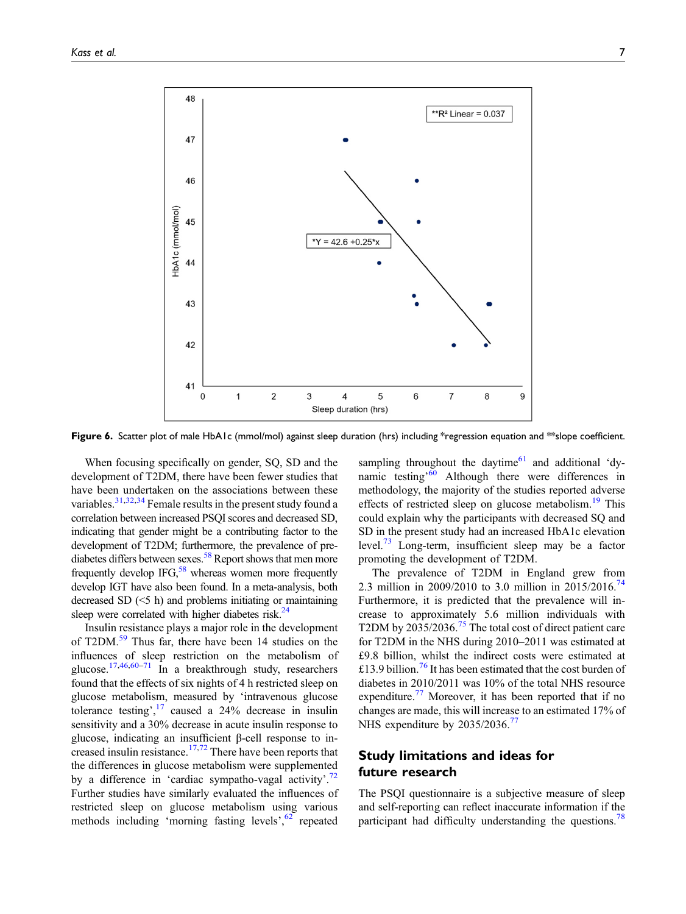Figure 6. Scatter plot of male HbA1c (mmol/mol) against sleep duration (hrs) including *regression equation and **slope coefficient.

When focusing specifically on gender, SQ, SD and the development of T2DM, there have been fewer studies that have been undertaken on the associations between these variables.[31,32,34] Female results in the present study found a correlation between increased PSQI scores and decreased SD, indicating that gender might be a contributing factor to the development of T2DM; furthermore, the prevalence of pre-diabetes differs between sexes.[58] Report shows that men more frequently develop IFG,[58] whereas women more frequently develop IGT have also been found. In a meta-analysis, both decreased SD (<5 h) and problems initiating or maintaining sleep were correlated with higher diabetes risk.[24]

Insulin resistance plays a major role in the development of T2DM.[59] Thus far, there have been 14 studies on the influences of sleep restriction on the metabolism of glucose.[17,46,60–71] In a breakthrough study, researchers found that the effects of six nights of 4 h restricted sleep on glucose metabolism, measured by 'intravenous glucose tolerance testing',[17] caused a 24% decrease in insulin sensitivity and a 30% decrease in acute insulin response to glucose, indicating an insufficient β-cell response to increased insulin resistance.[17,72] There have been reports that the differences in glucose metabolism were supplemented by a difference in 'cardiac sympatho-vagal activity'.[72] Further studies have similarly evaluated the influences of restricted sleep on glucose metabolism using various methods including 'morning fasting levels',[62] repeated sampling throughout the daytime[61] and additional 'dynamic testing'[60] Although there were differences in methodology, the majority of the studies reported adverse effects of restricted sleep on glucose metabolism.[19] This could explain why the participants with decreased SQ and SD in the present study had an increased HbA1c elevation level.[73] Long-term, insufficient sleep may be a factor promoting the development of T2DM.

The prevalence of T2DM in England grew from 2.3 million in 2009/2010 to 3.0 million in 2015/2016.[74] Furthermore, it is predicted that the prevalence will increase to approximately 5.6 million individuals with T2DM by 2035/2036.[75] The total cost of direct patient care for T2DM in the NHS during 2010–2011 was estimated at £9.8 billion, whilst the indirect costs were estimated at £13.9 billion.[76] It has been estimated that the cost burden of diabetes in 2010/2011 was 10% of the total NHS resource expenditure.[77] Moreover, it has been reported that if no changes are made, this will increase to an estimated 17% of NHS expenditure by 2035/2036.[77]

## Study limitations and ideas for future research

The PSQI questionnaire is a subjective measure of sleep and self-reporting can reflect inaccurate information if the participant had difficulty understanding the questions.[78]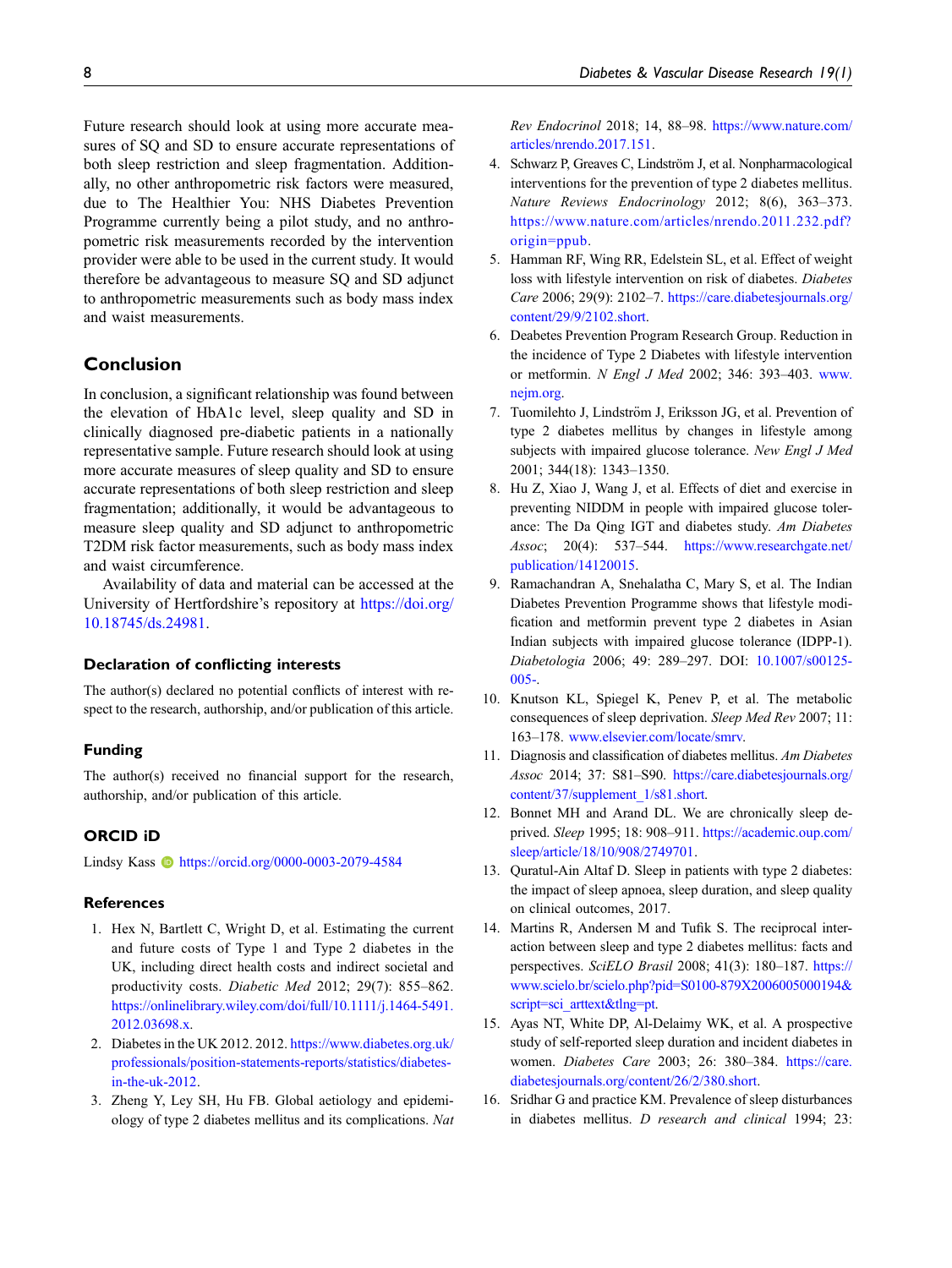Future research should look at using more accurate measures of SQ and SD to ensure accurate representations of both sleep restriction and sleep fragmentation. Additionally, no other anthropometric risk factors were measured, due to The Healthier You: NHS Diabetes Prevention Programme currently being a pilot study, and no anthropometric risk measurements recorded by the intervention provider were able to be used in the current study. It would therefore be advantageous to measure SQ and SD adjunct to anthropometric measurements such as body mass index and waist measurements.

## Conclusion

In conclusion, a significant relationship was found between the elevation of HbA1c level, sleep quality and SD in clinically diagnosed pre-diabetic patients in a nationally representative sample. Future research should look at using more accurate measures of sleep quality and SD to ensure accurate representations of both sleep restriction and sleep fragmentation; additionally, it would be advantageous to measure sleep quality and SD adjunct to anthropometric T2DM risk factor measurements, such as body mass index and waist circumference.

Availability of data and material can be accessed at the University of Hertfordshire's repository at https://doi.org/10.18745/ds.24981.

### Declaration of conflicting interests

The author(s) declared no potential conflicts of interest with respect to the research, authorship, and/or publication of this article.

### Funding

The author(s) received no financial support for the research, authorship, and/or publication of this article.

### ORCID iD

Lindsy Kass https://orcid.org/0000-0003-2079-4584

### References

1. Hex N, Bartlett C, Wright D, et al. Estimating the current and future costs of Type 1 and Type 2 diabetes in the UK, including direct health costs and indirect societal and productivity costs. *Diabetic Med* 2012; 29(7): 855–862. https://onlinelibrary.wiley.com/doi/full/10.1111/j.1464-5491.2012.03698.x.
2. Diabetes in the UK 2012. 2012. https://www.diabetes.org.uk/professionals/position-statements-reports/statistics/diabetes-in-the-uk-2012.
3. Zheng Y, Ley SH, Hu FB. Global aetiology and epidemiology of type 2 diabetes mellitus and its complications. *Nat Rev Endocrinol* 2018; 14, 88–98. https://www.nature.com/articles/nrendo.2017.151.
4. Schwarz P, Greaves C, Lindström J, et al. Nonpharmacological interventions for the prevention of type 2 diabetes mellitus. *Nature Reviews Endocrinology* 2012; 8(6), 363–373. https://www.nature.com/articles/nrendo.2011.232.pdf?origin=ppub.
5. Hamman RF, Wing RR, Edelstein SL, et al. Effect of weight loss with lifestyle intervention on risk of diabetes. *Diabetes Care* 2006; 29(9): 2102–7. https://care.diabetesjournals.org/content/29/9/2102.short.
6. Deabetes Prevention Program Research Group. Reduction in the incidence of Type 2 Diabetes with lifestyle intervention or metformin. *N Engl J Med* 2002; 346: 393–403. www.nejm.org.
7. Tuomilehto J, Lindström J, Eriksson JG, et al. Prevention of type 2 diabetes mellitus by changes in lifestyle among subjects with impaired glucose tolerance. *New Engl J Med* 2001; 344(18): 1343–1350.
8. Hu Z, Xiao J, Wang J, et al. Effects of diet and exercise in preventing NIDDM in people with impaired glucose tolerance: The Da Qing IGT and diabetes study. *Am Diabetes Assoc*; 20(4): 537–544. https://www.researchgate.net/publication/14120015.
9. Ramachandran A, Snehalatha C, Mary S, et al. The Indian Diabetes Prevention Programme shows that lifestyle modification and metformin prevent type 2 diabetes in Asian Indian subjects with impaired glucose tolerance (IDPP-1). *Diabetologia* 2006; 49: 289–297. DOI: 10.1007/s00125-005-.
10. Knutson KL, Spiegel K, Penev P, et al. The metabolic consequences of sleep deprivation. *Sleep Med Rev* 2007; 11: 163–178. www.elsevier.com/locate/smrv.
11. Diagnosis and classification of diabetes mellitus. *Am Diabetes Assoc* 2014; 37: S81–S90. https://care.diabetesjournals.org/content/37/supplement_1/s81.short.
12. Bonnet MH and Arand DL. We are chronically sleep deprived. *Sleep* 1995; 18: 908–911. https://academic.oup.com/sleep/article/18/10/908/2749701.
13. Quratul-Ain Altaf D. Sleep in patients with type 2 diabetes: the impact of sleep apnoea, sleep duration, and sleep quality on clinical outcomes, 2017.
14. Martins R, Andersen M and Tufik S. The reciprocal interaction between sleep and type 2 diabetes mellitus: facts and perspectives. *SciELO Brasil* 2008; 41(3): 180–187. https://www.scielo.br/scielo.php?pid=S0100-879X2006005000194&script=sci_arttext&tlng=pt.
15. Ayas NT, White DP, Al-Delaimy WK, et al. A prospective study of self-reported sleep duration and incident diabetes in women. *Diabetes Care* 2003; 26: 380–384. https://care.diabetesjournals.org/content/26/2/380.short.
16. Sridhar G and practice KM. Prevalence of sleep disturbances in diabetes mellitus. *D research and clinical* 1994; 23: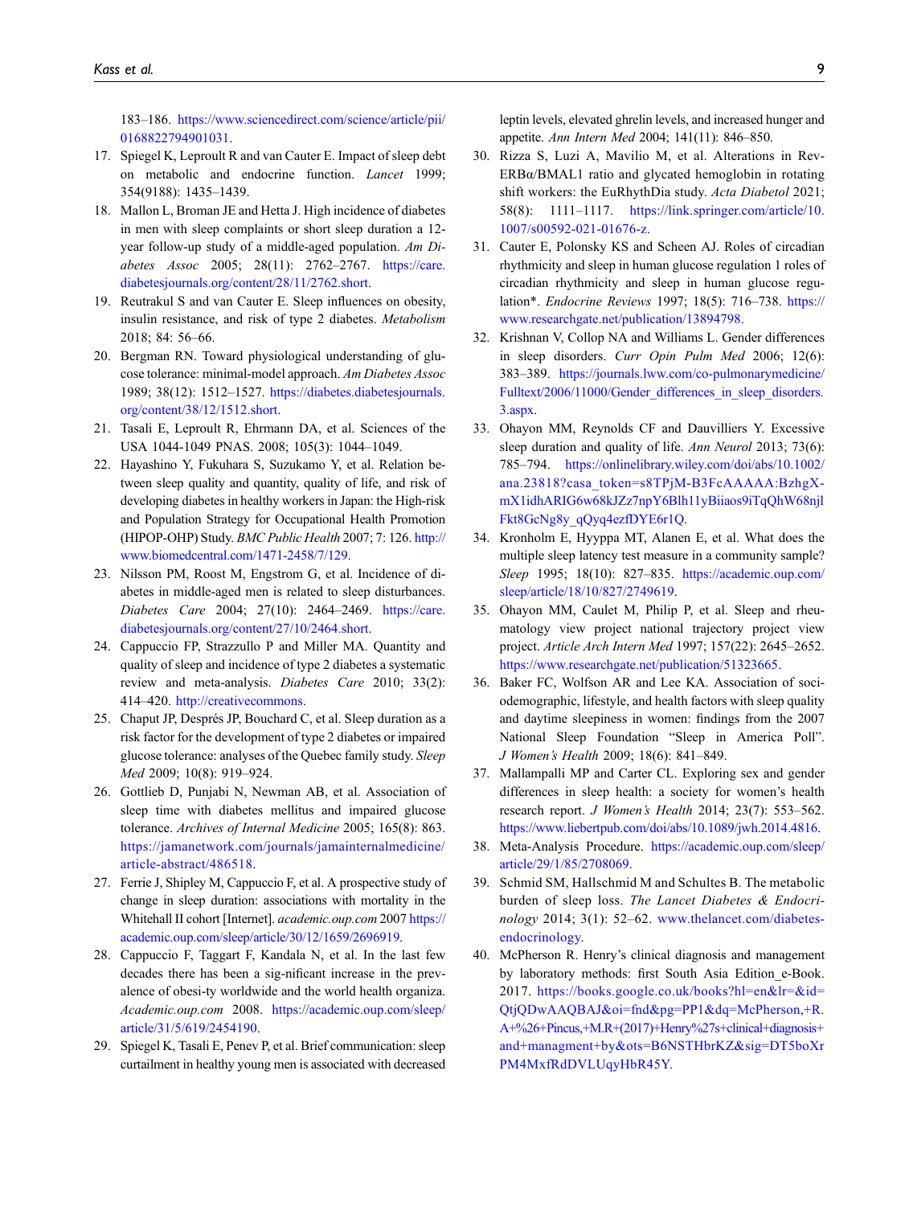183–186. https://www.sciencedirect.com/science/article/pii/0168822794901031.

17. Spiegel K, Leproult R and van Cauter E. Impact of sleep debt on metabolic and endocrine function. *Lancet* 1999; 354(9188): 1435–1439.
18. Mallon L, Broman JE and Hetta J. High incidence of diabetes in men with sleep complaints or short sleep duration a 12-year follow-up study of a middle-aged population. *Am Diabetes Assoc* 2005; 28(11): 2762–2767. https://care.diabetesjournals.org/content/28/11/2762.short.
19. Reutrakul S and van Cauter E. Sleep influences on obesity, insulin resistance, and risk of type 2 diabetes. *Metabolism* 2018; 84: 56–66.
20. Bergman RN. Toward physiological understanding of glucose tolerance: minimal-model approach. *Am Diabetes Assoc* 1989; 38(12): 1512–1527. https://diabetes.diabetesjournals.org/content/38/12/1512.short.
21. Tasali E, Leproult R, Ehrmann DA, et al. Sciences of the USA 1044-1049 PNAS. 2008; 105(3): 1044–1049.
22. Hayashino Y, Fukuhara S, Suzukamo Y, et al. Relation between sleep quality and quantity, quality of life, and risk of developing diabetes in healthy workers in Japan: the High-risk and Population Strategy for Occupational Health Promotion (HIPOP-OHP) Study. *BMC Public Health* 2007; 7: 126. http://www.biomedcentral.com/1471-2458/7/129.
23. Nilsson PM, Roost M, Engstrom G, et al. Incidence of diabetes in middle-aged men is related to sleep disturbances. *Diabetes Care* 2004; 27(10): 2464–2469. https://care.diabetesjournals.org/content/27/10/2464.short.
24. Cappuccio FP, Strazzullo P and Miller MA. Quantity and quality of sleep and incidence of type 2 diabetes a systematic review and meta-analysis. *Diabetes Care* 2010; 33(2): 414–420. http://creativecommons.
25. Chaput JP, Després JP, Bouchard C, et al. Sleep duration as a risk factor for the development of type 2 diabetes or impaired glucose tolerance: analyses of the Quebec family study. *Sleep Med* 2009; 10(8): 919–924.
26. Gottlieb D, Punjabi N, Newman AB, et al. Association of sleep time with diabetes mellitus and impaired glucose tolerance. *Archives of Internal Medicine* 2005; 165(8): 863. https://jamanetwork.com/journals/jamainternalmedicine/article-abstract/486518.
27. Ferrie J, Shipley M, Cappuccio F, et al. A prospective study of change in sleep duration: associations with mortality in the Whitehall II cohort [Internet]. *academic.oup.com* 2007 https://academic.oup.com/sleep/article/30/12/1659/2696919.
28. Cappuccio F, Taggart F, Kandala N, et al. In the last few decades there has been a sig-nificant increase in the prevalence of obesi-ty worldwide and the world health organiza. *Academic.oup.com* 2008. https://academic.oup.com/sleep/article/31/5/619/2454190.
29. Spiegel K, Tasali E, Penev P, et al. Brief communication: sleep curtailment in healthy young men is associated with decreased leptin levels, elevated ghrelin levels, and increased hunger and appetite. *Ann Intern Med* 2004; 141(11): 846–850.
30. Rizza S, Luzi A, Mavilio M, et al. Alterations in Rev-ERBα/BMAL1 ratio and glycated hemoglobin in rotating shift workers: the EuRhythDia study. *Acta Diabetol* 2021; 58(8): 1111–1117. https://link.springer.com/article/10.1007/s00592-021-01676-z.
31. Cauter E, Polonsky KS and Scheen AJ. Roles of circadian rhythmicity and sleep in human glucose regulation 1 roles of circadian rhythmicity and sleep in human glucose regulation*. *Endocrine Reviews* 1997; 18(5): 716–738. https://www.researchgate.net/publication/13894798.
32. Krishnan V, Collop NA and Williams L. Gender differences in sleep disorders. *Curr Opin Pulm Med* 2006; 12(6): 383–389. https://journals.lww.com/co-pulmonarymedicine/Fulltext/2006/11000/Gender_differences_in_sleep_disorders.3.aspx.
33. Ohayon MM, Reynolds CF and Dauvilliers Y. Excessive sleep duration and quality of life. *Ann Neurol* 2013; 73(6): 785–794. https://onlinelibrary.wiley.com/doi/abs/10.1002/ana.23818?casa_token=s8TPjM-B3FcAAAAA:BzhgX-mX1idhARIG6w68kJZz7npY6Blh11yBiiaos9iTqQhW68njlFkt8GcNg8y_qQyq4ezfDYE6r1Q.
34. Kronholm E, Hyyppa MT, Alanen E, et al. What does the multiple sleep latency test measure in a community sample? *Sleep* 1995; 18(10): 827–835. https://academic.oup.com/sleep/article/18/10/827/2749619.
35. Ohayon MM, Caulet M, Philip P, et al. Sleep and rheumatology view project national trajectory project view project. *Article Arch Intern Med* 1997; 157(22): 2645–2652. https://www.researchgate.net/publication/51323665.
36. Baker FC, Wolfson AR and Lee KA. Association of sociodemographic, lifestyle, and health factors with sleep quality and daytime sleepiness in women: findings from the 2007 National Sleep Foundation "Sleep in America Poll". *J Women's Health* 2009; 18(6): 841–849.
37. Mallampalli MP and Carter CL. Exploring sex and gender differences in sleep health: a society for women's health research report. *J Women's Health* 2014; 23(7): 553–562. https://www.liebertpub.com/doi/abs/10.1089/jwh.2014.4816.
38. Meta-Analysis Procedure. https://academic.oup.com/sleep/article/29/1/85/2708069.
39. Schmid SM, Hallschmid M and Schultes B. The metabolic burden of sleep loss. *The Lancet Diabetes & Endocrinology* 2014; 3(1): 52–62. www.thelancet.com/diabetes-endocrinology.
40. McPherson R. Henry's clinical diagnosis and management by laboratory methods: first South Asia Edition_e-Book. 2017. https://books.google.co.uk/books?hl=en&lr=&id=QtjQDwAAQBAJ&oi=fnd&pg=PP1&dq=McPherson,+R.A+%26+Pincus,+M.R+(2017)+Henry%27s+clinical+diagnosis+and+managment+by&ots=B6NSTHbrKZ&sig=DT5boXrPM4MxfRdDVLUqyHbR45Y.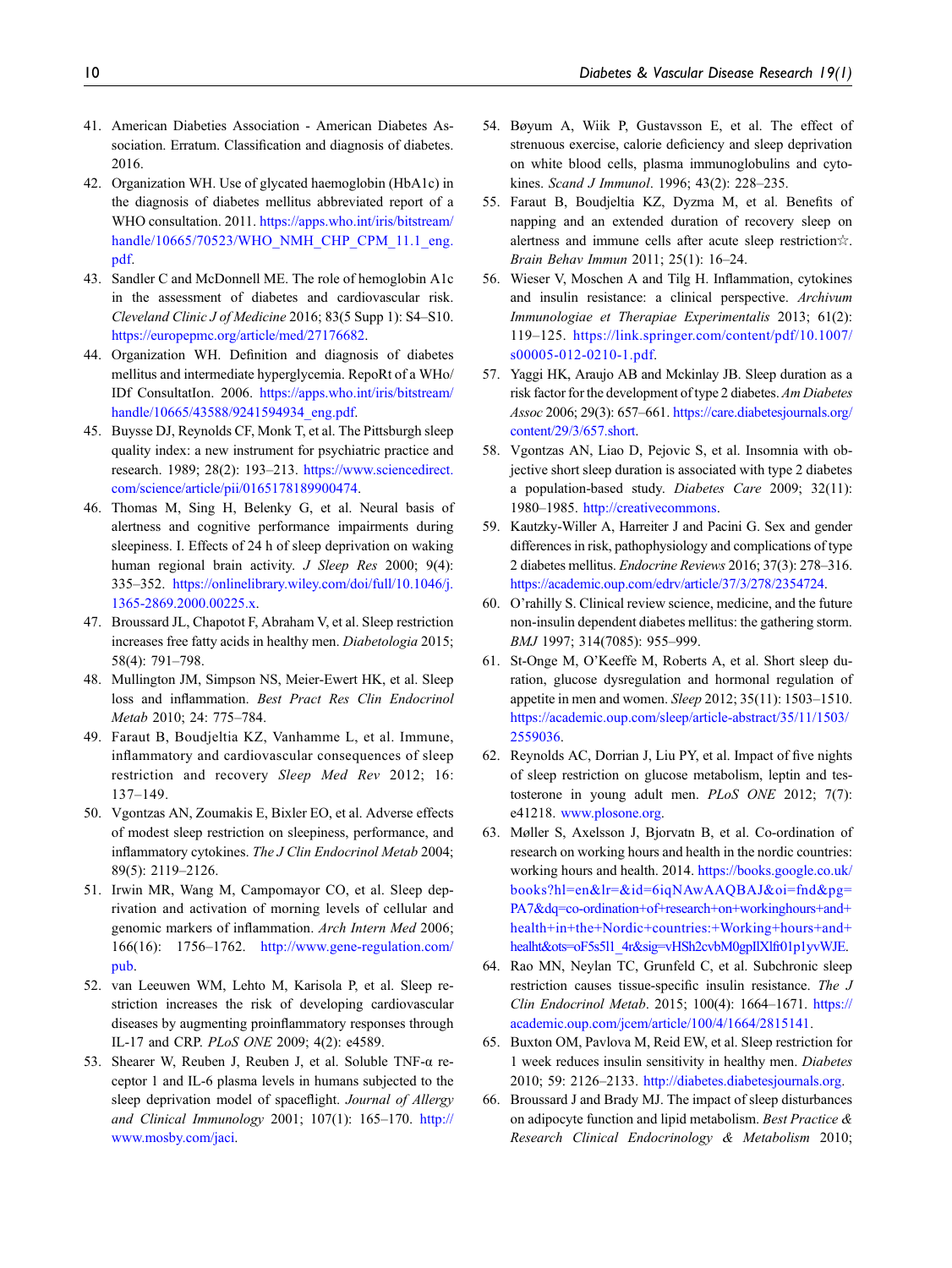41. American Diabeties Association - American Diabetes Association. Erratum. Classification and diagnosis of diabetes. 2016.
42. Organization WH. Use of glycated haemoglobin (HbA1c) in the diagnosis of diabetes mellitus abbreviated report of a WHO consultation. 2011. https://apps.who.int/iris/bitstream/handle/10665/70523/WHO_NMH_CHP_CPM_11.1_eng.pdf.
43. Sandler C and McDonnell ME. The role of hemoglobin A1c in the assessment of diabetes and cardiovascular risk. *Cleveland Clinic J of Medicine* 2016; 83(5 Supp 1): S4–S10. https://europepmc.org/article/med/27176682.
44. Organization WH. Definition and diagnosis of diabetes mellitus and intermediate hyperglycemia. RepoRt of a WHo/IDf ConsultatIon. 2006. https://apps.who.int/iris/bitstream/handle/10665/43588/9241594934_eng.pdf.
45. Buysse DJ, Reynolds CF, Monk T, et al. The Pittsburgh sleep quality index: a new instrument for psychiatric practice and research. 1989; 28(2): 193–213. https://www.sciencedirect.com/science/article/pii/0165178189900474.
46. Thomas M, Sing H, Belenky G, et al. Neural basis of alertness and cognitive performance impairments during sleepiness. I. Effects of 24 h of sleep deprivation on waking human regional brain activity. *J Sleep Res* 2000; 9(4): 335–352. https://onlinelibrary.wiley.com/doi/full/10.1046/j.1365-2869.2000.00225.x.
47. Broussard JL, Chapotot F, Abraham V, et al. Sleep restriction increases free fatty acids in healthy men. *Diabetologia* 2015; 58(4): 791–798.
48. Mullington JM, Simpson NS, Meier-Ewert HK, et al. Sleep loss and inflammation. *Best Pract Res Clin Endocrinol Metab* 2010; 24: 775–784.
49. Faraut B, Boudjeltia KZ, Vanhamme L, et al. Immune, inflammatory and cardiovascular consequences of sleep restriction and recovery *Sleep Med Rev* 2012; 16: 137–149.
50. Vgontzas AN, Zoumakis E, Bixler EO, et al. Adverse effects of modest sleep restriction on sleepiness, performance, and inflammatory cytokines. *The J Clin Endocrinol Metab* 2004; 89(5): 2119–2126.
51. Irwin MR, Wang M, Campomayor CO, et al. Sleep deprivation and activation of morning levels of cellular and genomic markers of inflammation. *Arch Intern Med* 2006; 166(16): 1756–1762. http://www.gene-regulation.com/pub.
52. van Leeuwen WM, Lehto M, Karisola P, et al. Sleep restriction increases the risk of developing cardiovascular diseases by augmenting proinflammatory responses through IL-17 and CRP. *PLoS ONE* 2009; 4(2): e4589.
53. Shearer W, Reuben J, Reuben J, et al. Soluble TNF-α receptor 1 and IL-6 plasma levels in humans subjected to the sleep deprivation model of spaceflight. *Journal of Allergy and Clinical Immunology* 2001; 107(1): 165–170. http://www.mosby.com/jaci.
54. Bøyum A, Wiik P, Gustavsson E, et al. The effect of strenuous exercise, calorie deficiency and sleep deprivation on white blood cells, plasma immunoglobulins and cytokines. *Scand J Immunol*. 1996; 43(2): 228–235.
55. Faraut B, Boudjeltia KZ, Dyzma M, et al. Benefits of napping and an extended duration of recovery sleep on alertness and immune cells after acute sleep restriction☆. *Brain Behav Immun* 2011; 25(1): 16–24.
56. Wieser V, Moschen A and Tilg H. Inflammation, cytokines and insulin resistance: a clinical perspective. *Archivum Immunologiae et Therapiae Experimentalis* 2013; 61(2): 119–125. https://link.springer.com/content/pdf/10.1007/s00005-012-0210-1.pdf.
57. Yaggi HK, Araujo AB and Mckinlay JB. Sleep duration as a risk factor for the development of type 2 diabetes. *Am Diabetes Assoc* 2006; 29(3): 657–661. https://care.diabetesjournals.org/content/29/3/657.short.
58. Vgontzas AN, Liao D, Pejovic S, et al. Insomnia with objective short sleep duration is associated with type 2 diabetes a population-based study. *Diabetes Care* 2009; 32(11): 1980–1985. http://creativecommons.
59. Kautzky-Willer A, Harreiter J and Pacini G. Sex and gender differences in risk, pathophysiology and complications of type 2 diabetes mellitus. *Endocrine Reviews* 2016; 37(3): 278–316. https://academic.oup.com/edrv/article/37/3/278/2354724.
60. O'rahilly S. Clinical review science, medicine, and the future non-insulin dependent diabetes mellitus: the gathering storm. *BMJ* 1997; 314(7085): 955–999.
61. St-Onge M, O'Keeffe M, Roberts A, et al. Short sleep duration, glucose dysregulation and hormonal regulation of appetite in men and women. *Sleep* 2012; 35(11): 1503–1510. https://academic.oup.com/sleep/article-abstract/35/11/1503/2559036.
62. Reynolds AC, Dorrian J, Liu PY, et al. Impact of five nights of sleep restriction on glucose metabolism, leptin and testosterone in young adult men. *PLoS ONE* 2012; 7(7): e41218. www.plosone.org.
63. Møller S, Axelsson J, Bjorvatn B, et al. Co-ordination of research on working hours and health in the nordic countries: working hours and health. 2014. https://books.google.co.uk/books?hl=en&lr=&id=6iqNAwAAQBAJ&oi=fnd&pg=PA7&dq=co-ordination+of+research+on+workinghours+and+health+in+the+Nordic+countries:+Working+hours+and+healht&ots=oF5s5ll_4r&sig=vHSh2cvbM0gpIlXlfr01p1yvWJE.
64. Rao MN, Neylan TC, Grunfeld C, et al. Subchronic sleep restriction causes tissue-specific insulin resistance. *The J Clin Endocrinol Metab*. 2015; 100(4): 1664–1671. https://academic.oup.com/jcem/article/100/4/1664/2815141.
65. Buxton OM, Pavlova M, Reid EW, et al. Sleep restriction for 1 week reduces insulin sensitivity in healthy men. *Diabetes* 2010; 59: 2126–2133. http://diabetes.diabetesjournals.org.
66. Broussard J and Brady MJ. The impact of sleep disturbances on adipocyte function and lipid metabolism. *Best Practice & Research Clinical Endocrinology & Metabolism* 2010;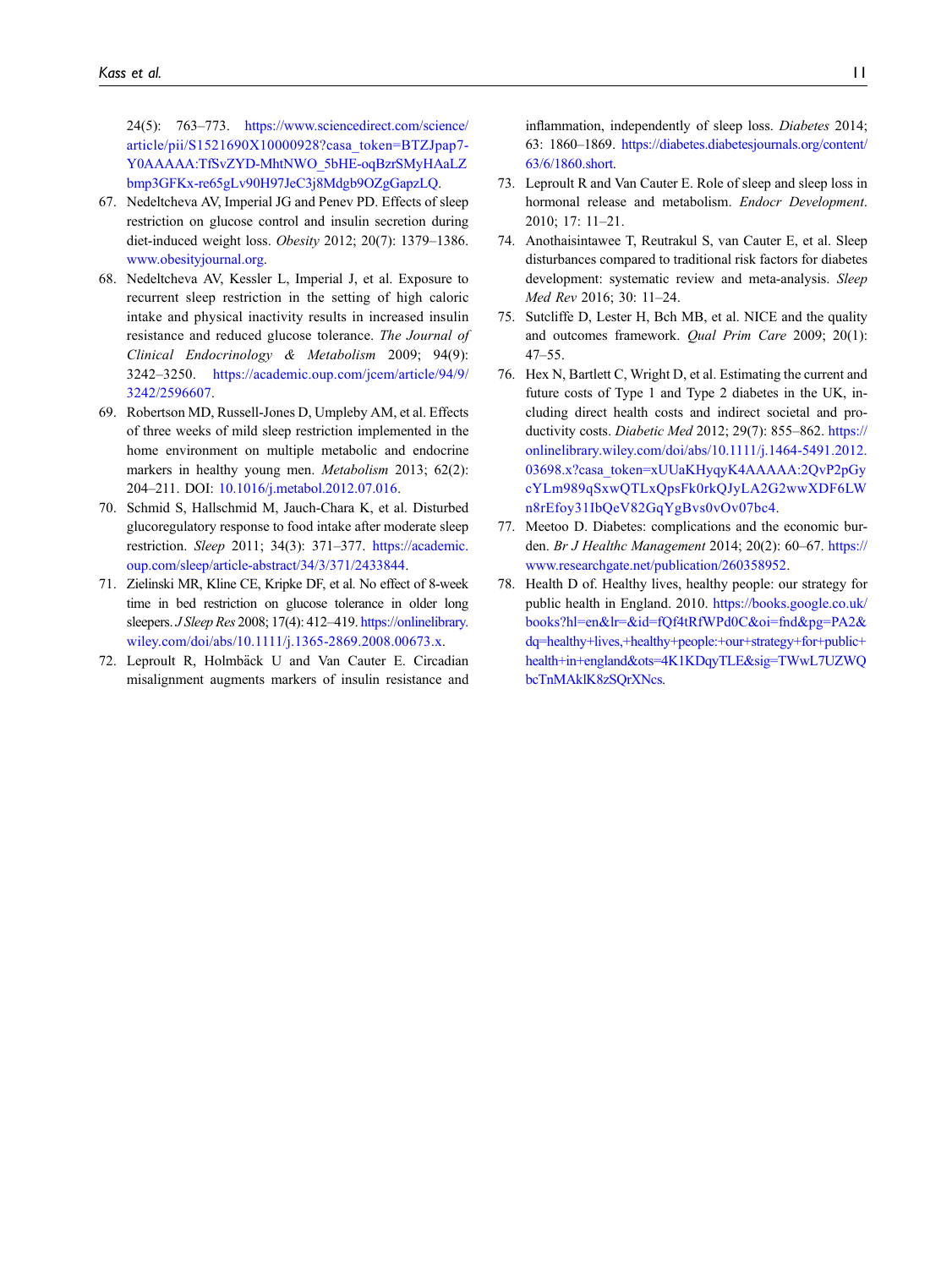24(5): 763–773. https://www.sciencedirect.com/science/article/pii/S1521690X10000928?casa_token=BTZJpap7-Y0AAAAA:TfSvZYD-MhtNWO_5bHE-oqBzrSMyHAaLZbmp3GFKx-re65gLv90H97JeC3j8Mdgb9OZgGapzLQ.

67. Nedeltcheva AV, Imperial JG and Penev PD. Effects of sleep restriction on glucose control and insulin secretion during diet-induced weight loss. *Obesity* 2012; 20(7): 1379–1386. www.obesityjournal.org.
68. Nedeltcheva AV, Kessler L, Imperial J, et al. Exposure to recurrent sleep restriction in the setting of high caloric intake and physical inactivity results in increased insulin resistance and reduced glucose tolerance. *The Journal of Clinical Endocrinology & Metabolism* 2009; 94(9): 3242–3250. https://academic.oup.com/jcem/article/94/9/3242/2596607.
69. Robertson MD, Russell-Jones D, Umpleby AM, et al. Effects of three weeks of mild sleep restriction implemented in the home environment on multiple metabolic and endocrine markers in healthy young men. *Metabolism* 2013; 62(2): 204–211. DOI: 10.1016/j.metabol.2012.07.016.
70. Schmid S, Hallschmid M, Jauch-Chara K, et al. Disturbed glucoregulatory response to food intake after moderate sleep restriction. *Sleep* 2011; 34(3): 371–377. https://academic.oup.com/sleep/article-abstract/34/3/371/2433844.
71. Zielinski MR, Kline CE, Kripke DF, et al. No effect of 8-week time in bed restriction on glucose tolerance in older long sleepers. *J Sleep Res* 2008; 17(4): 412–419. https://onlinelibrary.wiley.com/doi/abs/10.1111/j.1365-2869.2008.00673.x.
72. Leproult R, Holmbäck U and Van Cauter E. Circadian misalignment augments markers of insulin resistance and inflammation, independently of sleep loss. *Diabetes* 2014; 63: 1860–1869. https://diabetes.diabetesjournals.org/content/63/6/1860.short.
73. Leproult R and Van Cauter E. Role of sleep and sleep loss in hormonal release and metabolism. *Endocr Development*. 2010; 17: 11–21.
74. Anothaisintawee T, Reutrakul S, van Cauter E, et al. Sleep disturbances compared to traditional risk factors for diabetes development: systematic review and meta-analysis. *Sleep Med Rev* 2016; 30: 11–24.
75. Sutcliffe D, Lester H, Bch MB, et al. NICE and the quality and outcomes framework. *Qual Prim Care* 2009; 20(1): 47–55.
76. Hex N, Bartlett C, Wright D, et al. Estimating the current and future costs of Type 1 and Type 2 diabetes in the UK, including direct health costs and indirect societal and productivity costs. *Diabetic Med* 2012; 29(7): 855–862. https://onlinelibrary.wiley.com/doi/abs/10.1111/j.1464-5491.2012.03698.x?casa_token=xUUaKHyqyK4AAAAA:2QvP2pGycYLm989qSxwQTLxQpsFk0rkQJyLA2G2wwXDF6LWn8rEfoy31IbQeV82GqYgBvs0vOv07bc4.
77. Meetoo D. Diabetes: complications and the economic burden. *Br J Healthc Management* 2014; 20(2): 60–67. https://www.researchgate.net/publication/260358952.
78. Health D of. Healthy lives, healthy people: our strategy for public health in England. 2010. https://books.google.co.uk/books?hl=en&lr=&id=fQf4tRfWPd0C&oi=fnd&pg=PA2&dq=healthy+lives,+healthy+people:+our+strategy+for+public+health+in+england&ots=4K1KDqyTLE&sig=TWwL7UZWQbcTnMAklK8zSQrXNcs.